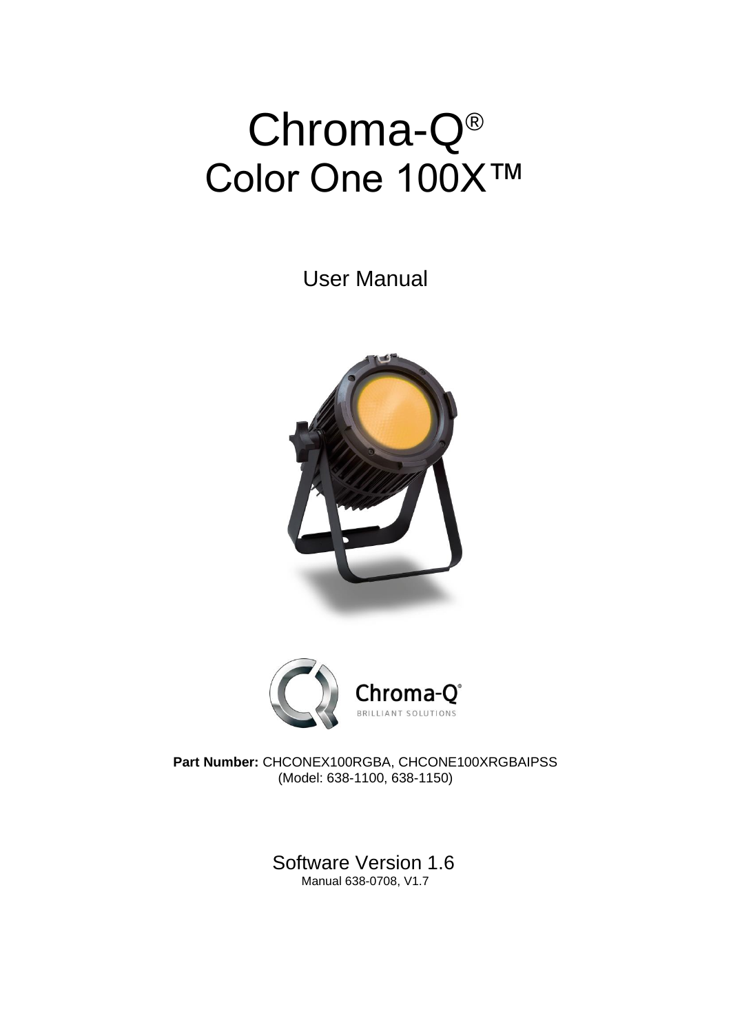# Chroma-Q®
# Color One 100X™

User Manual

Chroma-Q®
BRILLIANT SOLUTIONS

**Part Number:** CHCONEX100RGBA, CHCONE100XRGBAIPSS
(Model: 638-1100, 638-1150)

Software Version 1.6
Manual 638-0708, V1.7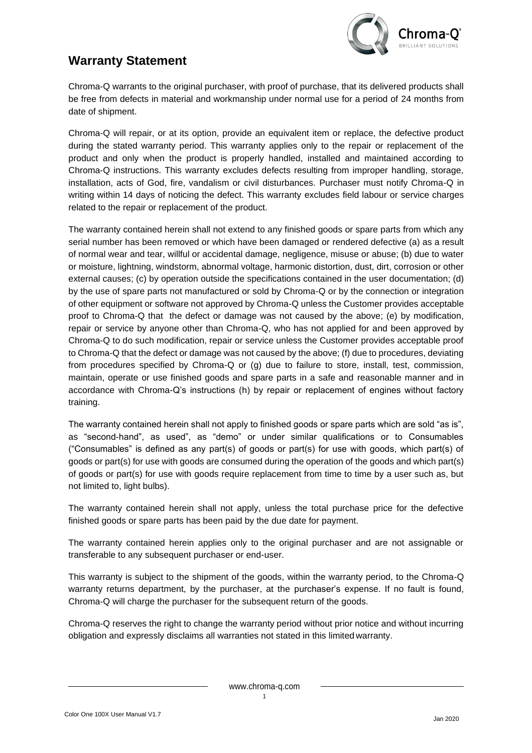## Warranty Statement

Chroma-Q warrants to the original purchaser, with proof of purchase, that its delivered products shall be free from defects in material and workmanship under normal use for a period of 24 months from date of shipment.

Chroma-Q will repair, or at its option, provide an equivalent item or replace, the defective product during the stated warranty period. This warranty applies only to the repair or replacement of the product and only when the product is properly handled, installed and maintained according to Chroma-Q instructions. This warranty excludes defects resulting from improper handling, storage, installation, acts of God, fire, vandalism or civil disturbances. Purchaser must notify Chroma-Q in writing within 14 days of noticing the defect. This warranty excludes field labour or service charges related to the repair or replacement of the product.

The warranty contained herein shall not extend to any finished goods or spare parts from which any serial number has been removed or which have been damaged or rendered defective (a) as a result of normal wear and tear, willful or accidental damage, negligence, misuse or abuse; (b) due to water or moisture, lightning, windstorm, abnormal voltage, harmonic distortion, dust, dirt, corrosion or other external causes; (c) by operation outside the specifications contained in the user documentation; (d) by the use of spare parts not manufactured or sold by Chroma-Q or by the connection or integration of other equipment or software not approved by Chroma-Q unless the Customer provides acceptable proof to Chroma-Q that the defect or damage was not caused by the above; (e) by modification, repair or service by anyone other than Chroma-Q, who has not applied for and been approved by Chroma-Q to do such modification, repair or service unless the Customer provides acceptable proof to Chroma-Q that the defect or damage was not caused by the above; (f) due to procedures, deviating from procedures specified by Chroma-Q or (g) due to failure to store, install, test, commission, maintain, operate or use finished goods and spare parts in a safe and reasonable manner and in accordance with Chroma-Q's instructions (h) by repair or replacement of engines without factory training.

The warranty contained herein shall not apply to finished goods or spare parts which are sold "as is", as "second-hand", as used", as "demo" or under similar qualifications or to Consumables ("Consumables" is defined as any part(s) of goods or part(s) for use with goods, which part(s) of goods or part(s) for use with goods are consumed during the operation of the goods and which part(s) of goods or part(s) for use with goods require replacement from time to time by a user such as, but not limited to, light bulbs).

The warranty contained herein shall not apply, unless the total purchase price for the defective finished goods or spare parts has been paid by the due date for payment.

The warranty contained herein applies only to the original purchaser and are not assignable or transferable to any subsequent purchaser or end-user.

This warranty is subject to the shipment of the goods, within the warranty period, to the Chroma-Q warranty returns department, by the purchaser, at the purchaser's expense. If no fault is found, Chroma-Q will charge the purchaser for the subsequent return of the goods.

Chroma-Q reserves the right to change the warranty period without prior notice and without incurring obligation and expressly disclaims all warranties not stated in this limited warranty.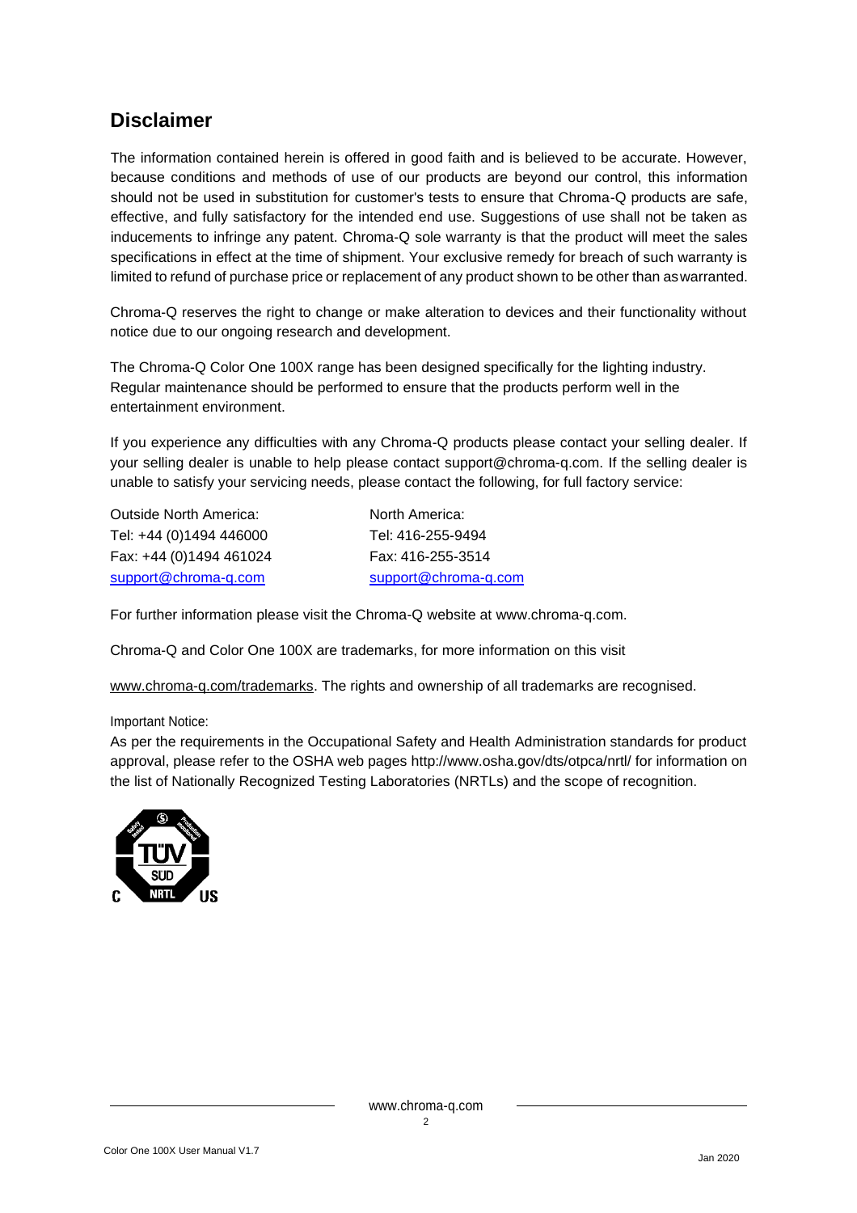## Disclaimer

The information contained herein is offered in good faith and is believed to be accurate. However, because conditions and methods of use of our products are beyond our control, this information should not be used in substitution for customer's tests to ensure that Chroma-Q products are safe, effective, and fully satisfactory for the intended end use. Suggestions of use shall not be taken as inducements to infringe any patent. Chroma-Q sole warranty is that the product will meet the sales specifications in effect at the time of shipment. Your exclusive remedy for breach of such warranty is limited to refund of purchase price or replacement of any product shown to be other than as warranted.

Chroma-Q reserves the right to change or make alteration to devices and their functionality without notice due to our ongoing research and development.

The Chroma-Q Color One 100X range has been designed specifically for the lighting industry. Regular maintenance should be performed to ensure that the products perform well in the entertainment environment.

If you experience any difficulties with any Chroma-Q products please contact your selling dealer. If your selling dealer is unable to help please contact support@chroma-q.com. If the selling dealer is unable to satisfy your servicing needs, please contact the following, for full factory service:

| Outside North America: | North America: |
|---|---|
| Tel: +44 (0)1494 446000 | Tel: 416-255-9494 |
| Fax: +44 (0)1494 461024 | Fax: 416-255-3514 |
| support@chroma-q.com | support@chroma-q.com |

For further information please visit the Chroma-Q website at www.chroma-q.com.

Chroma-Q and Color One 100X are trademarks, for more information on this visit

www.chroma-q.com/trademarks. The rights and ownership of all trademarks are recognised.

Important Notice:

As per the requirements in the Occupational Safety and Health Administration standards for product approval, please refer to the OSHA web pages http://www.osha.gov/dts/otpca/nrtl/ for information on the list of Nationally Recognized Testing Laboratories (NRTLs) and the scope of recognition.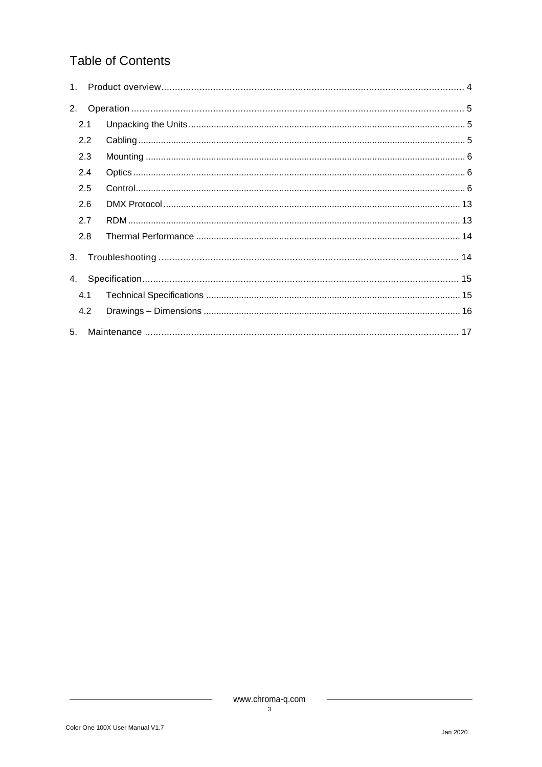# Table of Contents

1. Product overview .................................................... 4
2. Operation .................................................... 5
   - 2.1 Unpacking the Units .................................................... 5
   - 2.2 Cabling .................................................... 5
   - 2.3 Mounting .................................................... 6
   - 2.4 Optics .................................................... 6
   - 2.5 Control .................................................... 6
   - 2.6 DMX Protocol .................................................... 13
   - 2.7 RDM .................................................... 13
   - 2.8 Thermal Performance .................................................... 14
3. Troubleshooting .................................................... 14
4. Specification .................................................... 15
   - 4.1 Technical Specifications .................................................... 15
   - 4.2 Drawings – Dimensions .................................................... 16
5. Maintenance .................................................... 17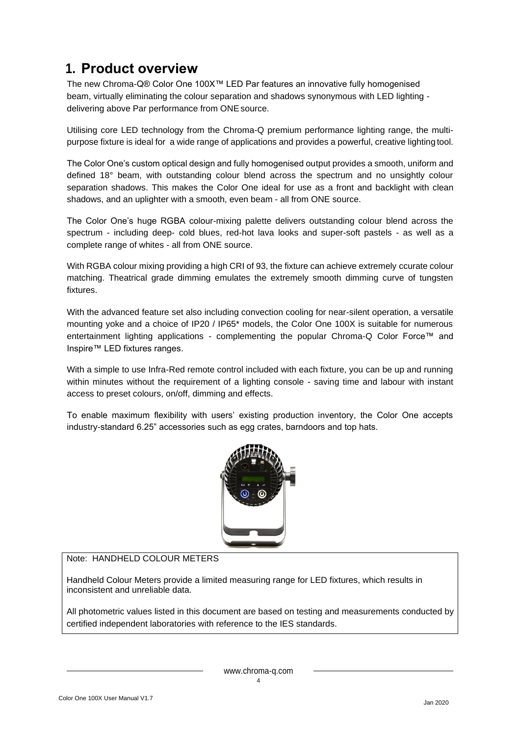# 1. Product overview

The new Chroma-Q® Color One 100X™ LED Par features an innovative fully homogenised beam, virtually eliminating the colour separation and shadows synonymous with LED lighting - delivering above Par performance from ONE source.

Utilising core LED technology from the Chroma-Q premium performance lighting range, the multi-purpose fixture is ideal for a wide range of applications and provides a powerful, creative lighting tool.

The Color One's custom optical design and fully homogenised output provides a smooth, uniform and defined 18° beam, with outstanding colour blend across the spectrum and no unsightly colour separation shadows. This makes the Color One ideal for use as a front and backlight with clean shadows, and an uplighter with a smooth, even beam - all from ONE source.

The Color One's huge RGBA colour-mixing palette delivers outstanding colour blend across the spectrum - including deep- cold blues, red-hot lava looks and super-soft pastels - as well as a complete range of whites - all from ONE source.

With RGBA colour mixing providing a high CRI of 93, the fixture can achieve extremely ccurate colour matching. Theatrical grade dimming emulates the extremely smooth dimming curve of tungsten fixtures.

With the advanced feature set also including convection cooling for near-silent operation, a versatile mounting yoke and a choice of IP20 / IP65* models, the Color One 100X is suitable for numerous entertainment lighting applications - complementing the popular Chroma-Q Color Force™ and Inspire™ LED fixtures ranges.

With a simple to use Infra-Red remote control included with each fixture, you can be up and running within minutes without the requirement of a lighting console - saving time and labour with instant access to preset colours, on/off, dimming and effects.

To enable maximum flexibility with users' existing production inventory, the Color One accepts industry-standard 6.25" accessories such as egg crates, barndoors and top hats.

Note: HANDHELD COLOUR METERS

Handheld Colour Meters provide a limited measuring range for LED fixtures, which results in inconsistent and unreliable data.

All photometric values listed in this document are based on testing and measurements conducted by certified independent laboratories with reference to the IES standards.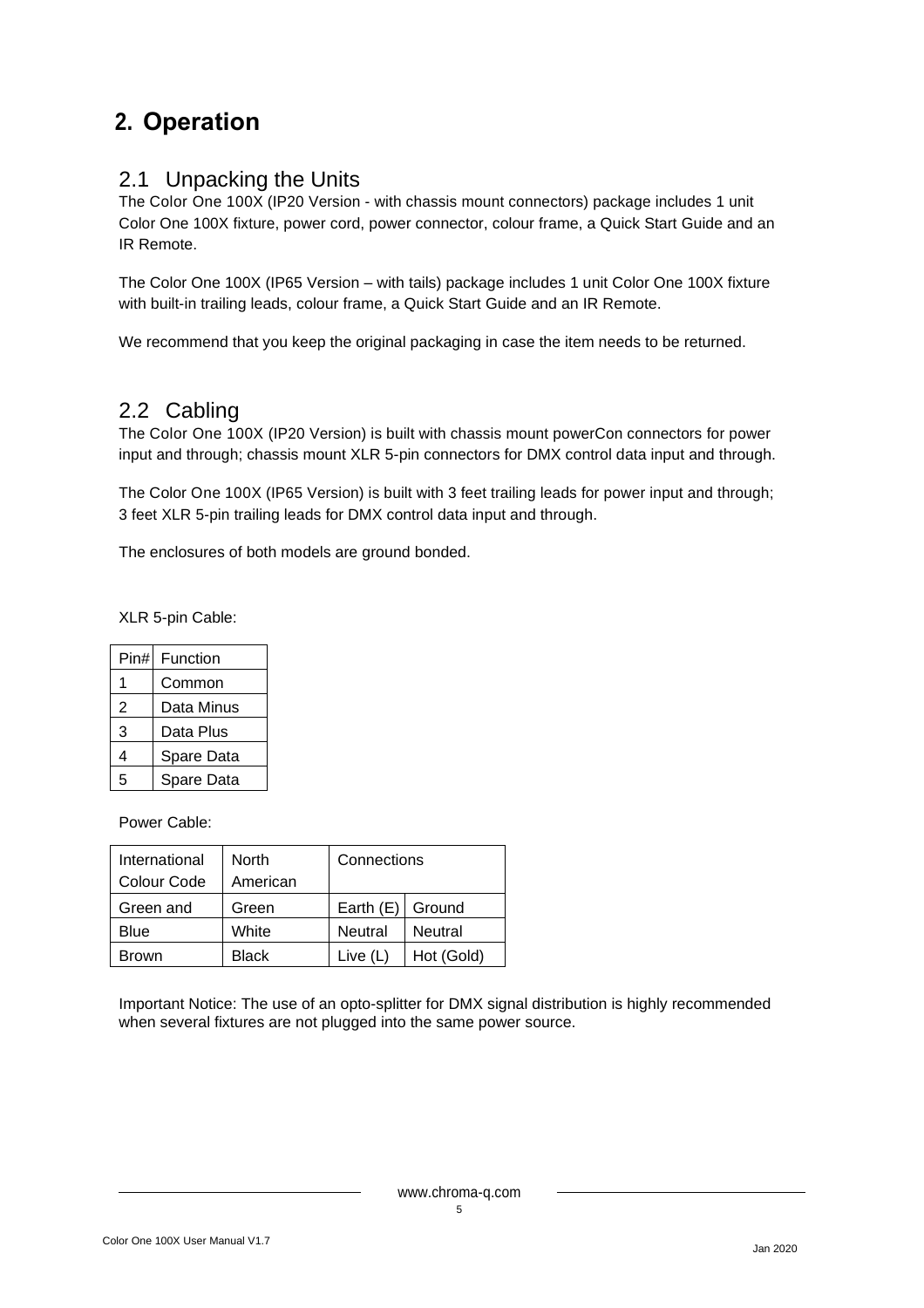# 2. Operation

## 2.1 Unpacking the Units

The Color One 100X (IP20 Version - with chassis mount connectors) package includes 1 unit Color One 100X fixture, power cord, power connector, colour frame, a Quick Start Guide and an IR Remote.

The Color One 100X (IP65 Version – with tails) package includes 1 unit Color One 100X fixture with built-in trailing leads, colour frame, a Quick Start Guide and an IR Remote.

We recommend that you keep the original packaging in case the item needs to be returned.

## 2.2 Cabling

The Color One 100X (IP20 Version) is built with chassis mount powerCon connectors for power input and through; chassis mount XLR 5-pin connectors for DMX control data input and through.

The Color One 100X (IP65 Version) is built with 3 feet trailing leads for power input and through; 3 feet XLR 5-pin trailing leads for DMX control data input and through.

The enclosures of both models are ground bonded.

XLR 5-pin Cable:

| Pin# | Function |
|---|---|
| 1 | Common |
| 2 | Data Minus |
| 3 | Data Plus |
| 4 | Spare Data |
| 5 | Spare Data |

Power Cable:

| International Colour Code | North American | Connections | |
|---|---|---|---|
| Green and | Green | Earth (E) | Ground |
| Blue | White | Neutral | Neutral |
| Brown | Black | Live (L) | Hot (Gold) |

Important Notice: The use of an opto-splitter for DMX signal distribution is highly recommended when several fixtures are not plugged into the same power source.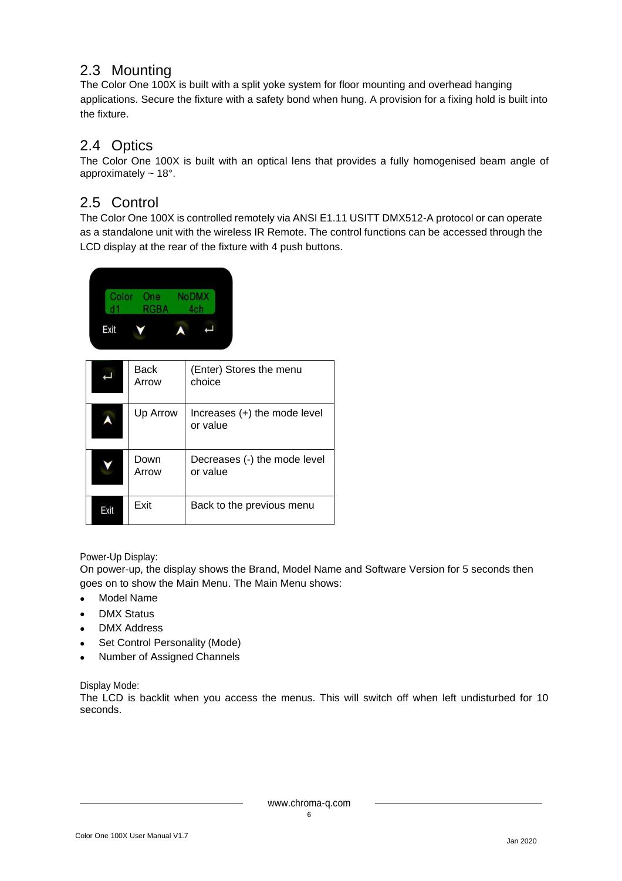## 2.3 Mounting

The Color One 100X is built with a split yoke system for floor mounting and overhead hanging applications. Secure the fixture with a safety bond when hung. A provision for a fixing hold is built into the fixture.

## 2.4 Optics

The Color One 100X is built with an optical lens that provides a fully homogenised beam angle of approximately ~ 18°.

## 2.5 Control

The Color One 100X is controlled remotely via ANSI E1.11 USITT DMX512-A protocol or can operate as a standalone unit with the wireless IR Remote. The control functions can be accessed through the LCD display at the rear of the fixture with 4 push buttons.

| | | |
|---|---|---|
| ↵ | Back Arrow | (Enter) Stores the menu choice |
| ⋀ | Up Arrow | Increases (+) the mode level or value |
| ⋁ | Down Arrow | Decreases (-) the mode level or value |
| Exit | Exit | Back to the previous menu |

Power-Up Display:

On power-up, the display shows the Brand, Model Name and Software Version for 5 seconds then goes on to show the Main Menu. The Main Menu shows:

- Model Name
- DMX Status
- DMX Address
- Set Control Personality (Mode)
- Number of Assigned Channels

Display Mode:

The LCD is backlit when you access the menus. This will switch off when left undisturbed for 10 seconds.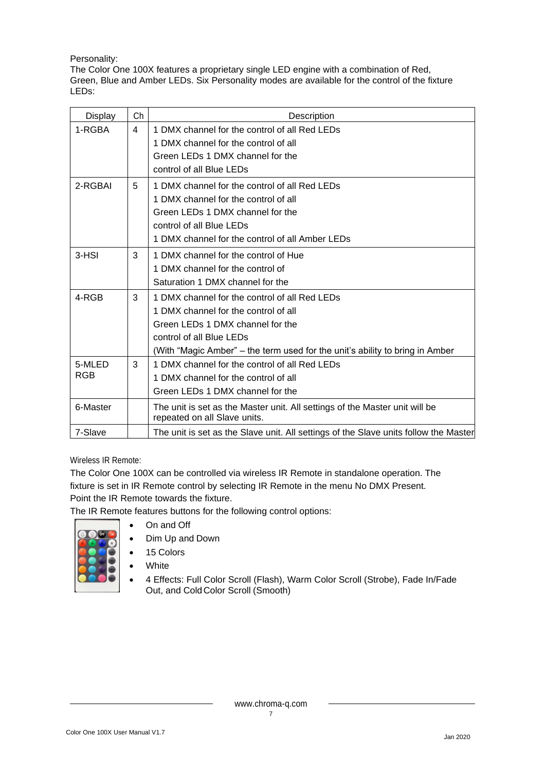Personality:
The Color One 100X features a proprietary single LED engine with a combination of Red, Green, Blue and Amber LEDs. Six Personality modes are available for the control of the fixture LEDs:

| Display | Ch | Description |
|---|---|---|
| 1-RGBA | 4 | 1 DMX channel for the control of all Red LEDs<br>1 DMX channel for the control of all<br>Green LEDs 1 DMX channel for the<br>control of all Blue LEDs |
| 2-RGBAI | 5 | 1 DMX channel for the control of all Red LEDs<br>1 DMX channel for the control of all<br>Green LEDs 1 DMX channel for the<br>control of all Blue LEDs<br>1 DMX channel for the control of all Amber LEDs |
| 3-HSI | 3 | 1 DMX channel for the control of Hue<br>1 DMX channel for the control of<br>Saturation 1 DMX channel for the |
| 4-RGB | 3 | 1 DMX channel for the control of all Red LEDs<br>1 DMX channel for the control of all<br>Green LEDs 1 DMX channel for the<br>control of all Blue LEDs<br>(With “Magic Amber” – the term used for the unit’s ability to bring in Amber |
| 5-MLED RGB | 3 | 1 DMX channel for the control of all Red LEDs<br>1 DMX channel for the control of all<br>Green LEDs 1 DMX channel for the |
| 6-Master | | The unit is set as the Master unit. All settings of the Master unit will be repeated on all Slave units. |
| 7-Slave | | The unit is set as the Slave unit. All settings of the Slave units follow the Master |

Wireless IR Remote:

The Color One 100X can be controlled via wireless IR Remote in standalone operation. The fixture is set in IR Remote control by selecting IR Remote in the menu No DMX Present. Point the IR Remote towards the fixture.

The IR Remote features buttons for the following control options:

- On and Off
- Dim Up and Down
- 15 Colors
- White
- 4 Effects: Full Color Scroll (Flash), Warm Color Scroll (Strobe), Fade In/Fade Out, and Cold Color Scroll (Smooth)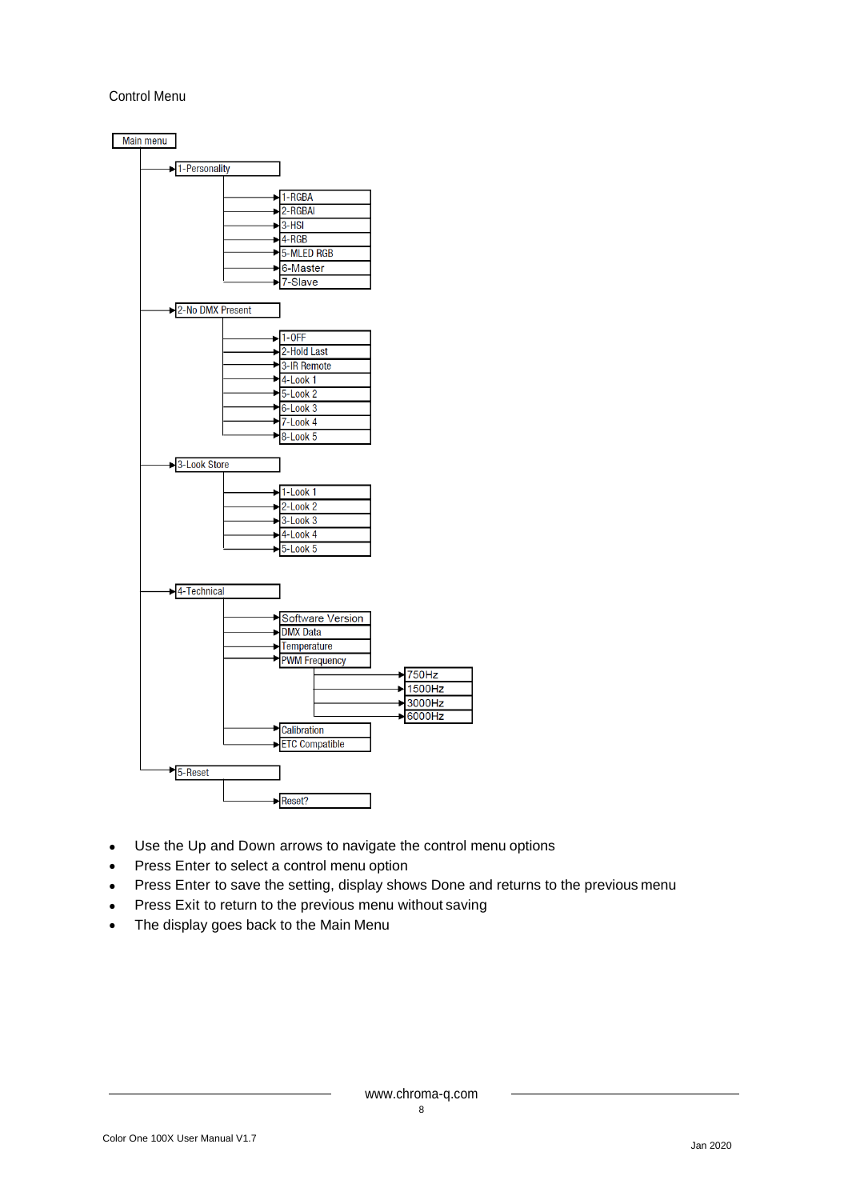Control Menu

- Main menu
  - 1-Personality
    - 1-RGBA
    - 2-RGBAI
    - 3-HSI
    - 4-RGB
    - 5-MLED RGB
    - 6-Master
    - 7-Slave
  - 2-No DMX Present
    - 1-OFF
    - 2-Hold Last
    - 3-IR Remote
    - 4-Look 1
    - 5-Look 2
    - 6-Look 3
    - 7-Look 4
    - 8-Look 5
  - 3-Look Store
    - 1-Look 1
    - 2-Look 2
    - 3-Look 3
    - 4-Look 4
    - 5-Look 5
  - 4-Technical
    - Software Version
    - DMX Data
    - Temperature
    - PWM Frequency
      - 750Hz
      - 1500Hz
      - 3000Hz
      - 6000Hz
    - Calibration
    - ETC Compatible
  - 5-Reset
    - Reset?

- Use the Up and Down arrows to navigate the control menu options
- Press Enter to select a control menu option
- Press Enter to save the setting, display shows Done and returns to the previous menu
- Press Exit to return to the previous menu without saving
- The display goes back to the Main Menu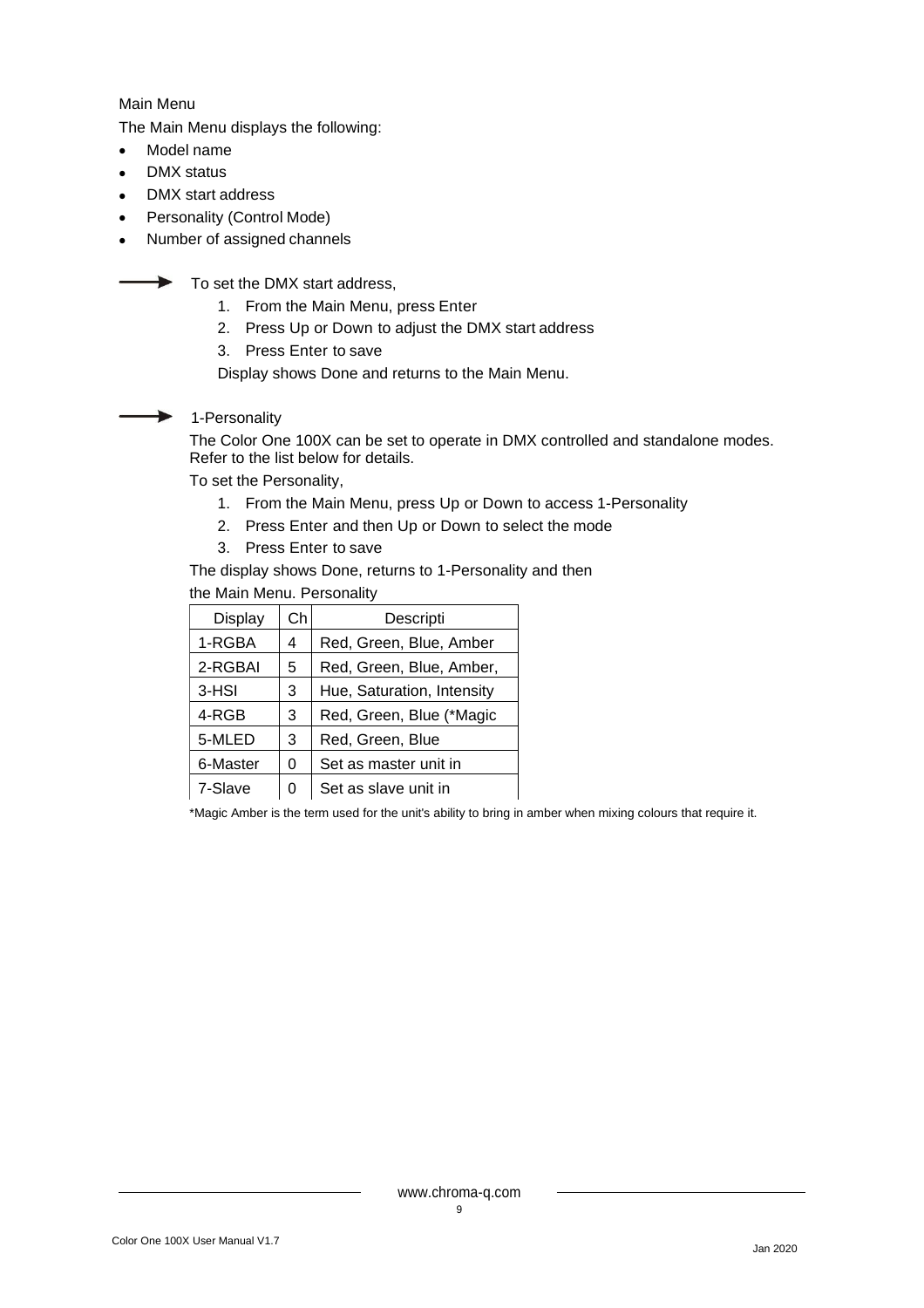Main Menu

The Main Menu displays the following:

- Model name
- DMX status
- DMX start address
- Personality (Control Mode)
- Number of assigned channels

→ To set the DMX start address,

1. From the Main Menu, press Enter
2. Press Up or Down to adjust the DMX start address
3. Press Enter to save

Display shows Done and returns to the Main Menu.

→ 1-Personality

The Color One 100X can be set to operate in DMX controlled and standalone modes. Refer to the list below for details.

To set the Personality,

1. From the Main Menu, press Up or Down to access 1-Personality
2. Press Enter and then Up or Down to select the mode
3. Press Enter to save

The display shows Done, returns to 1-Personality and then the Main Menu. Personality

| Display | Ch | Descripti |
|---|---|---|
| 1-RGBA | 4 | Red, Green, Blue, Amber |
| 2-RGBAI | 5 | Red, Green, Blue, Amber, |
| 3-HSI | 3 | Hue, Saturation, Intensity |
| 4-RGB | 3 | Red, Green, Blue (*Magic |
| 5-MLED | 3 | Red, Green, Blue |
| 6-Master | 0 | Set as master unit in |
| 7-Slave | 0 | Set as slave unit in |

*Magic Amber is the term used for the unit's ability to bring in amber when mixing colours that require it.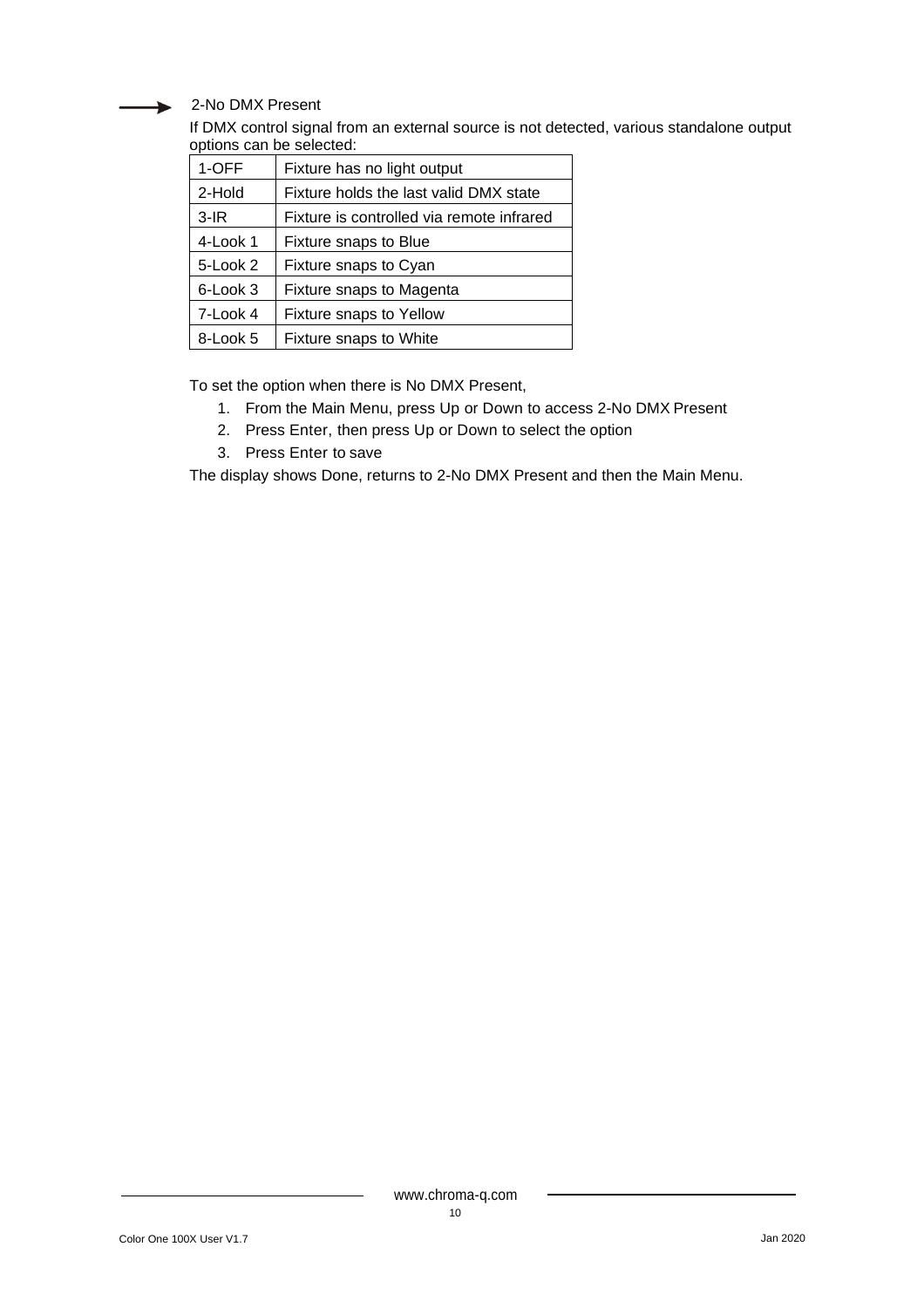### 2-No DMX Present

If DMX control signal from an external source is not detected, various standalone output options can be selected:

| | |
|---|---|
| 1-OFF | Fixture has no light output |
| 2-Hold | Fixture holds the last valid DMX state |
| 3-IR | Fixture is controlled via remote infrared |
| 4-Look 1 | Fixture snaps to Blue |
| 5-Look 2 | Fixture snaps to Cyan |
| 6-Look 3 | Fixture snaps to Magenta |
| 7-Look 4 | Fixture snaps to Yellow |
| 8-Look 5 | Fixture snaps to White |

To set the option when there is No DMX Present,

1. From the Main Menu, press Up or Down to access 2-No DMX Present
2. Press Enter, then press Up or Down to select the option
3. Press Enter to save

The display shows Done, returns to 2-No DMX Present and then the Main Menu.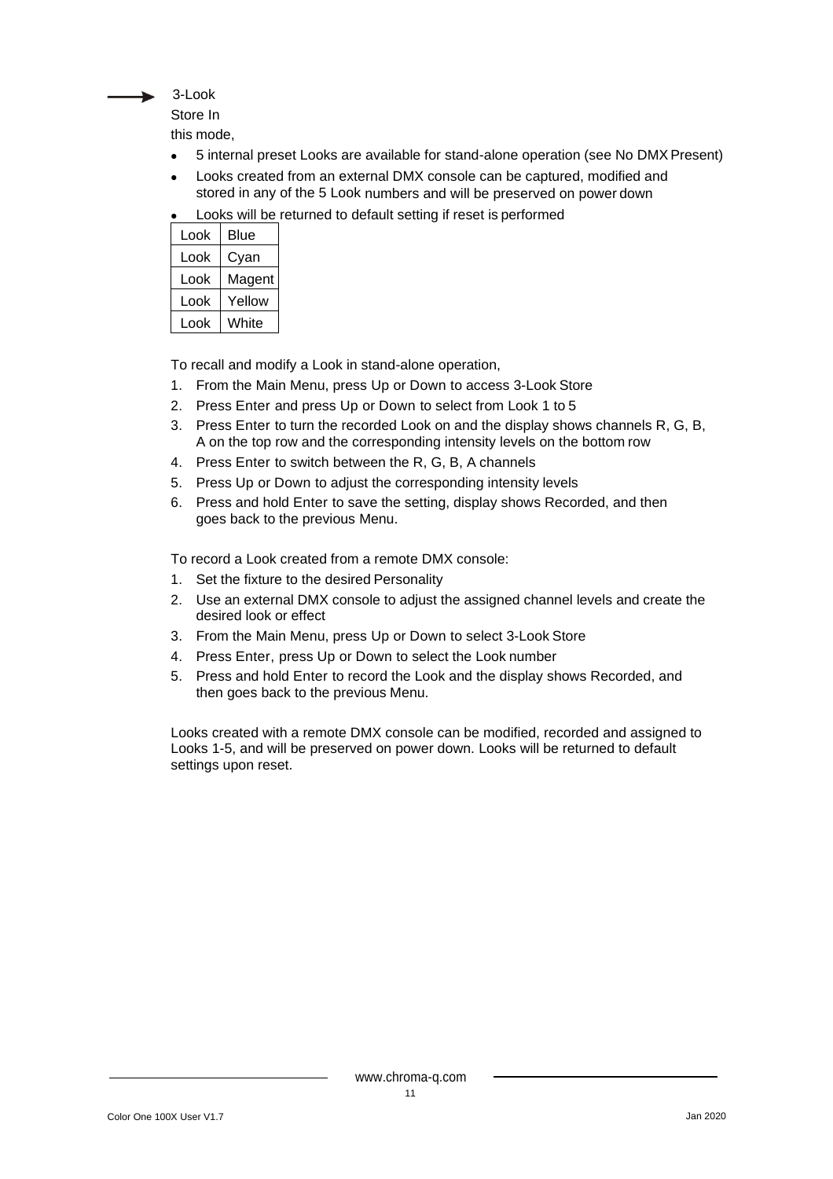→ 3-Look

Store In

this mode,

- 5 internal preset Looks are available for stand-alone operation (see No DMX Present)
- Looks created from an external DMX console can be captured, modified and stored in any of the 5 Look numbers and will be preserved on power down
- Looks will be returned to default setting if reset is performed

| Look | Blue |
|---|---|
| Look | Cyan |
| Look | Magent |
| Look | Yellow |
| Look | White |

To recall and modify a Look in stand-alone operation,

1. From the Main Menu, press Up or Down to access 3-Look Store
2. Press Enter and press Up or Down to select from Look 1 to 5
3. Press Enter to turn the recorded Look on and the display shows channels R, G, B, A on the top row and the corresponding intensity levels on the bottom row
4. Press Enter to switch between the R, G, B, A channels
5. Press Up or Down to adjust the corresponding intensity levels
6. Press and hold Enter to save the setting, display shows Recorded, and then goes back to the previous Menu.

To record a Look created from a remote DMX console:

1. Set the fixture to the desired Personality
2. Use an external DMX console to adjust the assigned channel levels and create the desired look or effect
3. From the Main Menu, press Up or Down to select 3-Look Store
4. Press Enter, press Up or Down to select the Look number
5. Press and hold Enter to record the Look and the display shows Recorded, and then goes back to the previous Menu.

Looks created with a remote DMX console can be modified, recorded and assigned to Looks 1-5, and will be preserved on power down. Looks will be returned to default settings upon reset.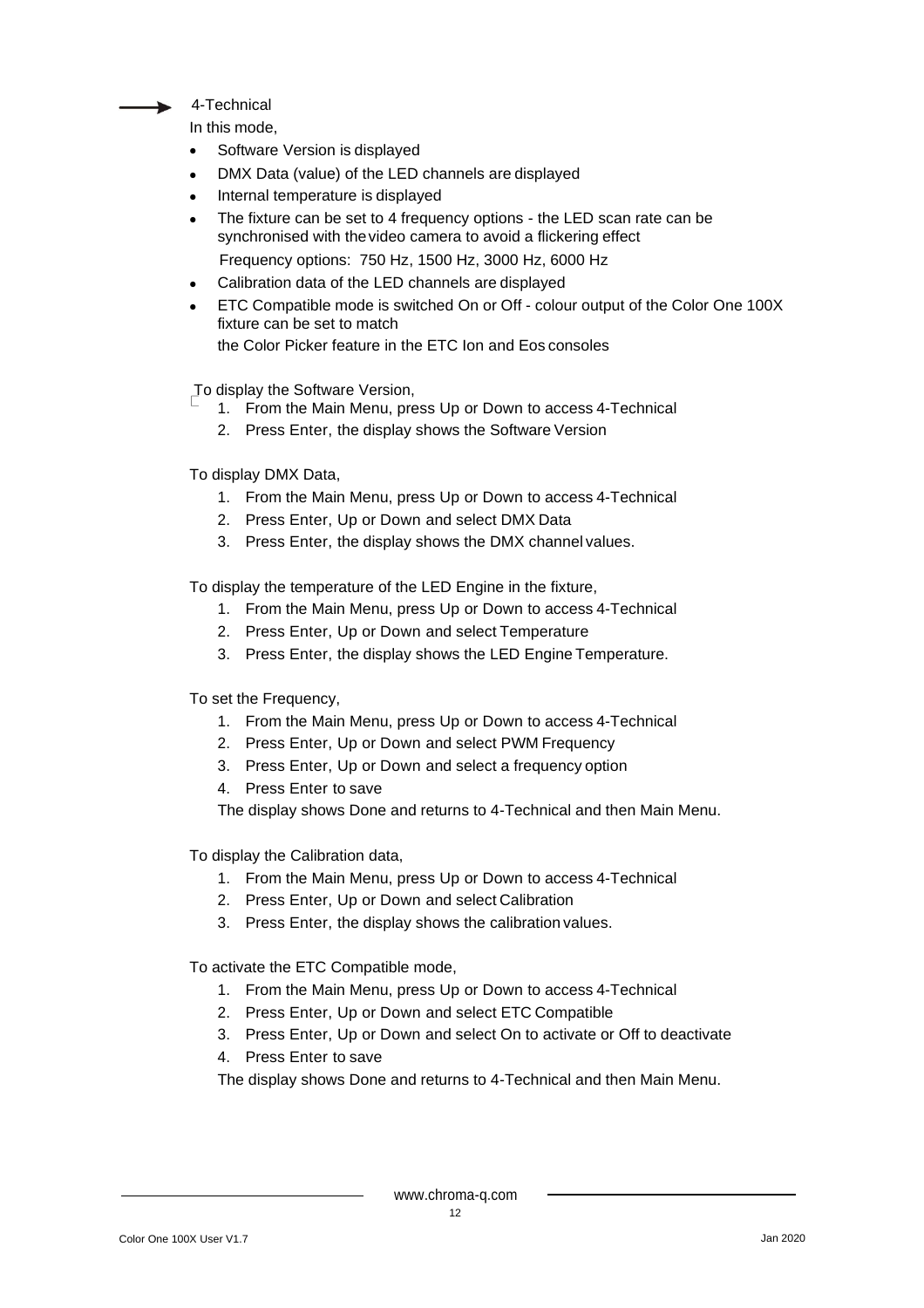### 4-Technical

In this mode,

- Software Version is displayed
- DMX Data (value) of the LED channels are displayed
- Internal temperature is displayed
- The fixture can be set to 4 frequency options - the LED scan rate can be synchronised with the video camera to avoid a flickering effect

  Frequency options: 750 Hz, 1500 Hz, 3000 Hz, 6000 Hz
- Calibration data of the LED channels are displayed
- ETC Compatible mode is switched On or Off - colour output of the Color One 100X fixture can be set to match

  the Color Picker feature in the ETC Ion and Eos consoles

To display the Software Version,

1. From the Main Menu, press Up or Down to access 4-Technical
2. Press Enter, the display shows the Software Version

To display DMX Data,

1. From the Main Menu, press Up or Down to access 4-Technical
2. Press Enter, Up or Down and select DMX Data
3. Press Enter, the display shows the DMX channel values.

To display the temperature of the LED Engine in the fixture,

1. From the Main Menu, press Up or Down to access 4-Technical
2. Press Enter, Up or Down and select Temperature
3. Press Enter, the display shows the LED Engine Temperature.

To set the Frequency,

1. From the Main Menu, press Up or Down to access 4-Technical
2. Press Enter, Up or Down and select PWM Frequency
3. Press Enter, Up or Down and select a frequency option
4. Press Enter to save

The display shows Done and returns to 4-Technical and then Main Menu.

To display the Calibration data,

1. From the Main Menu, press Up or Down to access 4-Technical
2. Press Enter, Up or Down and select Calibration
3. Press Enter, the display shows the calibration values.

To activate the ETC Compatible mode,

1. From the Main Menu, press Up or Down to access 4-Technical
2. Press Enter, Up or Down and select ETC Compatible
3. Press Enter, Up or Down and select On to activate or Off to deactivate
4. Press Enter to save

The display shows Done and returns to 4-Technical and then Main Menu.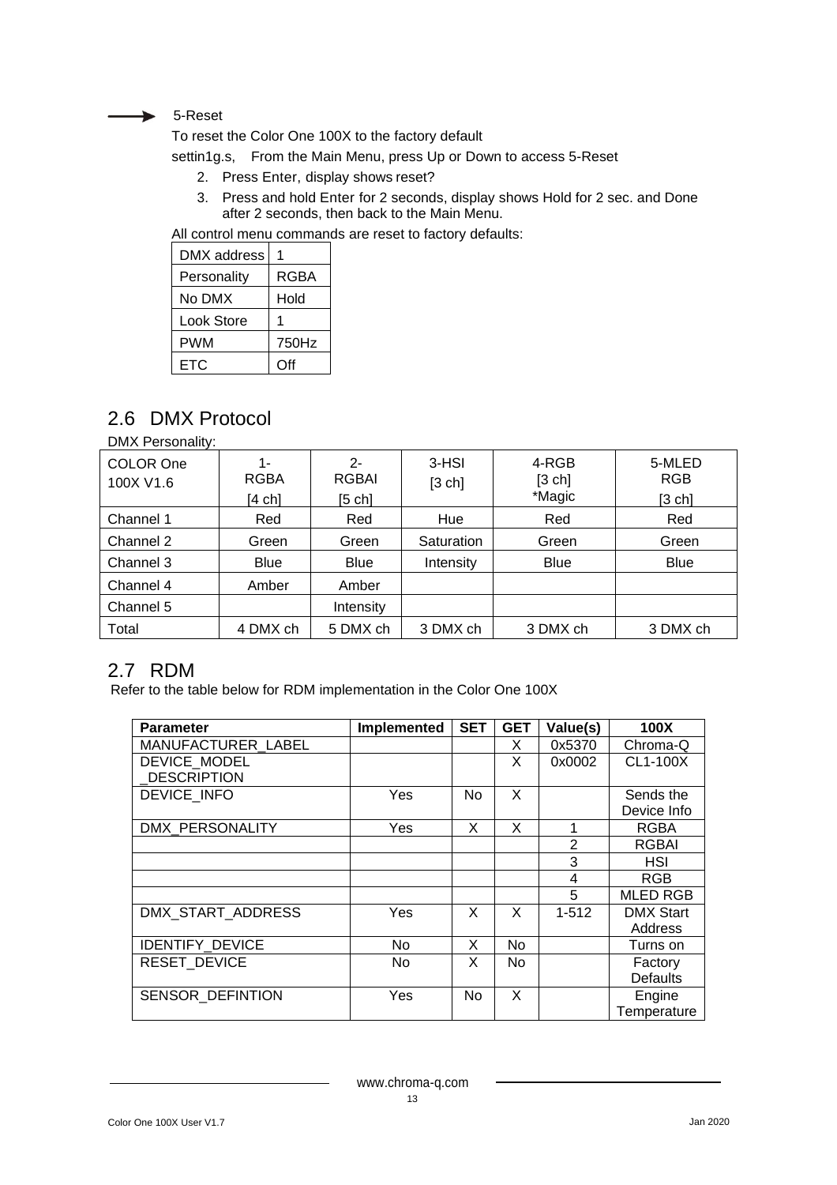→ 5-Reset

To reset the Color One 100X to the factory default

settin1g.s, From the Main Menu, press Up or Down to access 5-Reset

2. Press Enter, display shows reset?
3. Press and hold Enter for 2 seconds, display shows Hold for 2 sec. and Done after 2 seconds, then back to the Main Menu.

All control menu commands are reset to factory defaults:

| DMX address | 1 |
|---|---|
| Personality | RGBA |
| No DMX | Hold |
| Look Store | 1 |
| PWM | 750Hz |
| ETC | Off |

## 2.6 DMX Protocol

DMX Personality:

| COLOR One 100X V1.6 | 1-RGBA [4 ch] | 2-RGBAI [5 ch] | 3-HSI [3 ch] | 4-RGB [3 ch] *Magic | 5-MLED RGB [3 ch] |
|---|---|---|---|---|---|
| Channel 1 | Red | Red | Hue | Red | Red |
| Channel 2 | Green | Green | Saturation | Green | Green |
| Channel 3 | Blue | Blue | Intensity | Blue | Blue |
| Channel 4 | Amber | Amber | | | |
| Channel 5 | | Intensity | | | |
| Total | 4 DMX ch | 5 DMX ch | 3 DMX ch | 3 DMX ch | 3 DMX ch |

## 2.7 RDM

Refer to the table below for RDM implementation in the Color One 100X

| Parameter | Implemented | SET | GET | Value(s) | 100X |
|---|---|---|---|---|---|
| MANUFACTURER_LABEL | | | X | 0x5370 | Chroma-Q |
| DEVICE_MODEL _DESCRIPTION | | | X | 0x0002 | CL1-100X |
| DEVICE_INFO | Yes | No | X | | Sends the Device Info |
| DMX_PERSONALITY | Yes | X | X | 1 | RGBA |
| | | | | 2 | RGBAI |
| | | | | 3 | HSI |
| | | | | 4 | RGB |
| | | | | 5 | MLED RGB |
| DMX_START_ADDRESS | Yes | X | X | 1-512 | DMX Start Address |
| IDENTIFY_DEVICE | No | X | No | | Turns on |
| RESET_DEVICE | No | X | No | | Factory Defaults |
| SENSOR_DEFINTION | Yes | No | X | | Engine Temperature |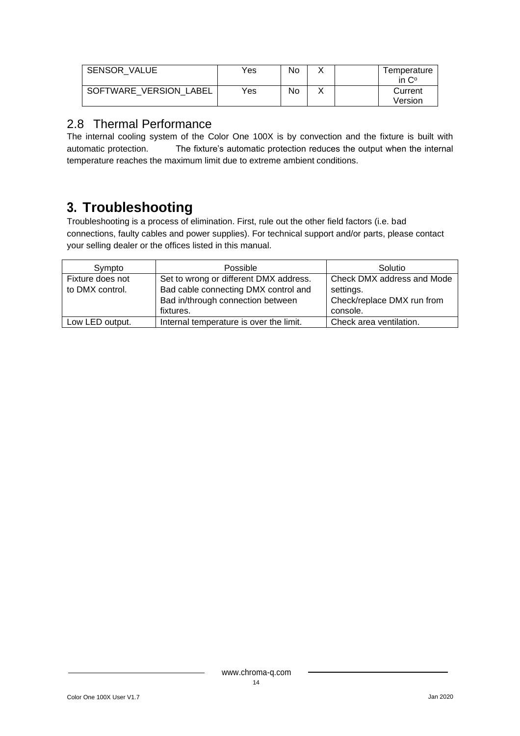| SENSOR_VALUE | Yes | No | X | | Temperature in C° |
|---|---|---|---|---|---|
| SOFTWARE_VERSION_LABEL | Yes | No | X | | Current Version |

## 2.8 Thermal Performance

The internal cooling system of the Color One 100X is by convection and the fixture is built with automatic protection. The fixture's automatic protection reduces the output when the internal temperature reaches the maximum limit due to extreme ambient conditions.

# 3. Troubleshooting

Troubleshooting is a process of elimination. First, rule out the other field factors (i.e. bad connections, faulty cables and power supplies). For technical support and/or parts, please contact your selling dealer or the offices listed in this manual.

| Sympto | Possible | Solutio |
|---|---|---|
| Fixture does not to DMX control. | Set to wrong or different DMX address. Bad cable connecting DMX control and Bad in/through connection between fixtures. | Check DMX address and Mode settings. Check/replace DMX run from console. |
| Low LED output. | Internal temperature is over the limit. | Check area ventilation. |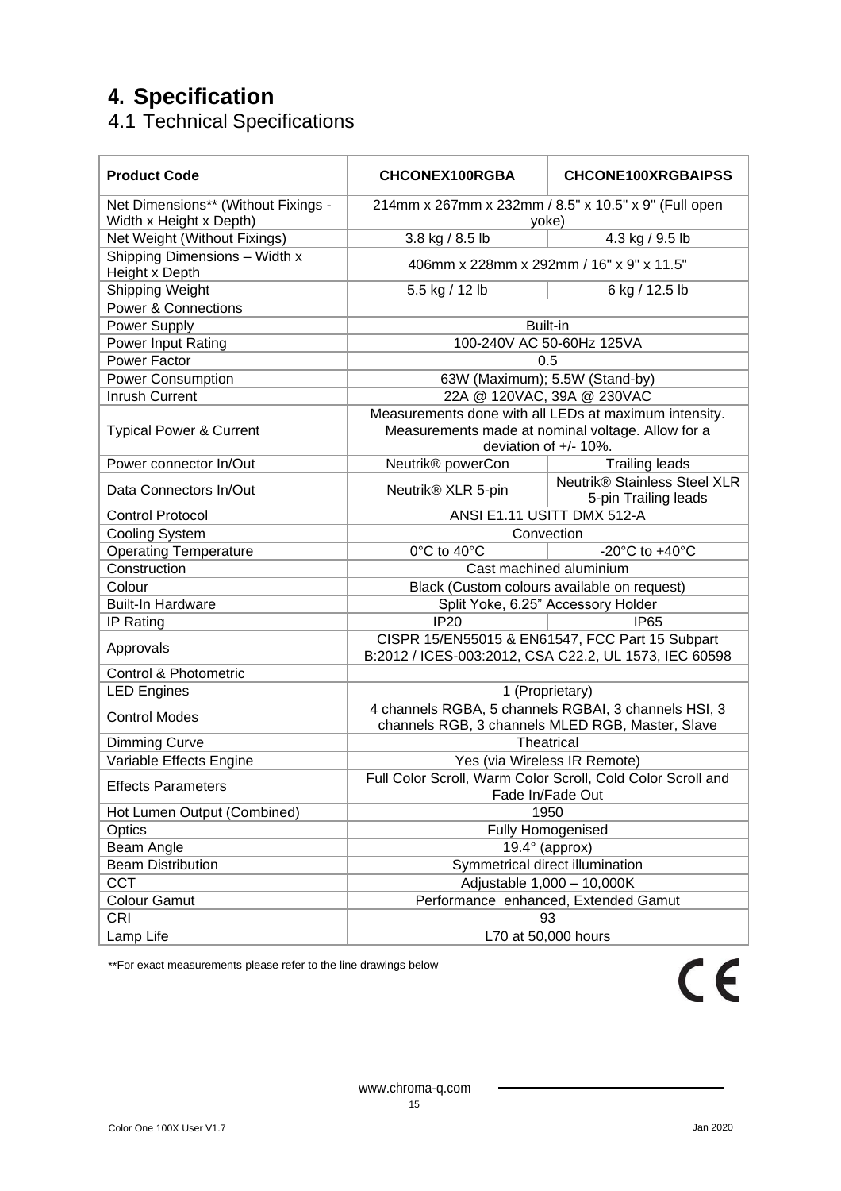# 4. Specification

## 4.1 Technical Specifications

| Product Code | CHCONEX100RGBA | CHCONE100XRGBAIPSS |
|---|---|---|
| Net Dimensions** (Without Fixings - Width x Height x Depth) | 214mm x 267mm x 232mm / 8.5" x 10.5" x 9" (Full open yoke) | |
| Net Weight (Without Fixings) | 3.8 kg / 8.5 lb | 4.3 kg / 9.5 lb |
| Shipping Dimensions – Width x Height x Depth | 406mm x 228mm x 292mm / 16" x 9" x 11.5" | |
| Shipping Weight | 5.5 kg / 12 lb | 6 kg / 12.5 lb |
| Power & Connections | | |
| Power Supply | Built-in | |
| Power Input Rating | 100-240V AC 50-60Hz 125VA | |
| Power Factor | 0.5 | |
| Power Consumption | 63W (Maximum); 5.5W (Stand-by) | |
| Inrush Current | 22A @ 120VAC, 39A @ 230VAC | |
| Typical Power & Current | Measurements done with all LEDs at maximum intensity. Measurements made at nominal voltage. Allow for a deviation of +/- 10%. | |
| Power connector In/Out | Neutrik® powerCon | Trailing leads |
| Data Connectors In/Out | Neutrik® XLR 5-pin | Neutrik® Stainless Steel XLR 5-pin Trailing leads |
| Control Protocol | ANSI E1.11 USITT DMX 512-A | |
| Cooling System | Convection | |
| Operating Temperature | 0°C to 40°C | -20°C to +40°C |
| Construction | Cast machined aluminium | |
| Colour | Black (Custom colours available on request) | |
| Built-In Hardware | Split Yoke, 6.25" Accessory Holder | |
| IP Rating | IP20 | IP65 |
| Approvals | CISPR 15/EN55015 & EN61547, FCC Part 15 Subpart B:2012 / ICES-003:2012, CSA C22.2, UL 1573, IEC 60598 | |
| Control & Photometric | | |
| LED Engines | 1 (Proprietary) | |
| Control Modes | 4 channels RGBA, 5 channels RGBAI, 3 channels HSI, 3 channels RGB, 3 channels MLED RGB, Master, Slave | |
| Dimming Curve | Theatrical | |
| Variable Effects Engine | Yes (via Wireless IR Remote) | |
| Effects Parameters | Full Color Scroll, Warm Color Scroll, Cold Color Scroll and Fade In/Fade Out | |
| Hot Lumen Output (Combined) | 1950 | |
| Optics | Fully Homogenised | |
| Beam Angle | 19.4° (approx) | |
| Beam Distribution | Symmetrical direct illumination | |
| CCT | Adjustable 1,000 – 10,000K | |
| Colour Gamut | Performance enhanced, Extended Gamut | |
| CRI | 93 | |
| Lamp Life | L70 at 50,000 hours | |

**For exact measurements please refer to the line drawings below

CE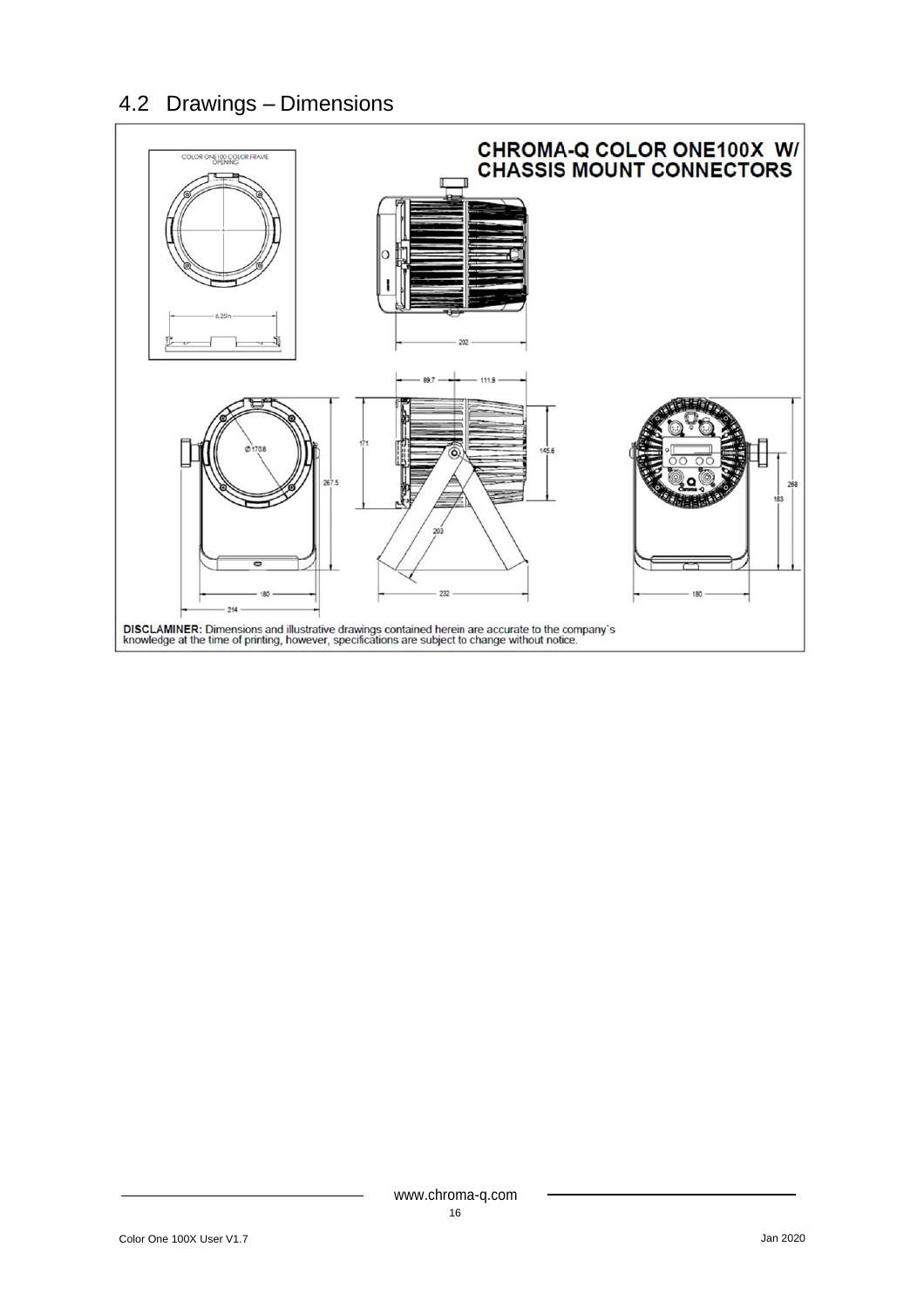## 4.2 Drawings – Dimensions

**CHROMA-Q COLOR ONE100X W/ CHASSIS MOUNT CONNECTORS**

COLOR ONE100 COLOR FRAME OPENING

6.25in

202

89.7

111.9

Ø170.8

171

145.6

267.5

203

268

183

180

214

232

180

**DISCLAMINER:** Dimensions and illustrative drawings contained herein are accurate to the company`s knowledge at the time of printing, however, specifications are subject to change without notice.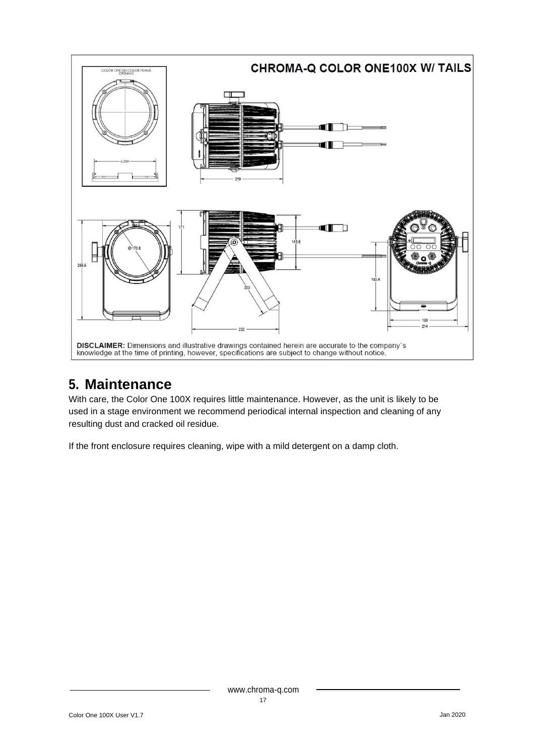CHROMA-Q COLOR ONE100X W/ TAILS

COLOR ONE 100 COLOR FRAME OPENING

6.25in

219

171

Ø 170.8

266.6

145.6

203

183.4

232

180

214

**DISCLAIMER:** Dimensions and illustrative drawings contained herein are accurate to the company`s knowledge at the time of printing, however, specifications are subject to change without notice.

# 5. Maintenance

With care, the Color One 100X requires little maintenance. However, as the unit is likely to be used in a stage environment we recommend periodical internal inspection and cleaning of any resulting dust and cracked oil residue.

If the front enclosure requires cleaning, wipe with a mild detergent on a damp cloth.